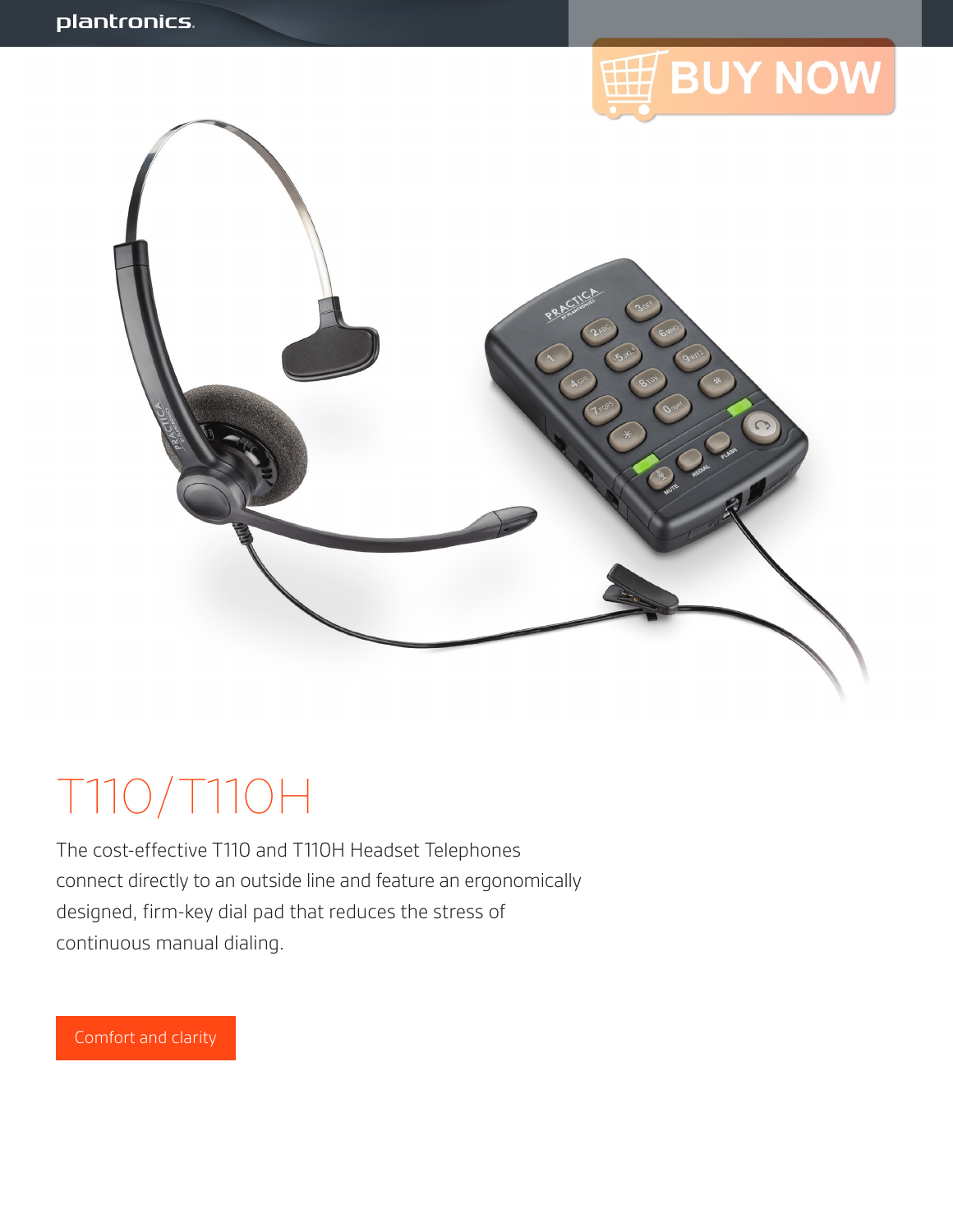# T110/T110H

The cost-effective T110 and T110H Headset Telephones connect directly to an outside line and feature an ergonomically designed, firm-key dial pad that reduces the stress of continuous manual dialing.

## Comfort and clarity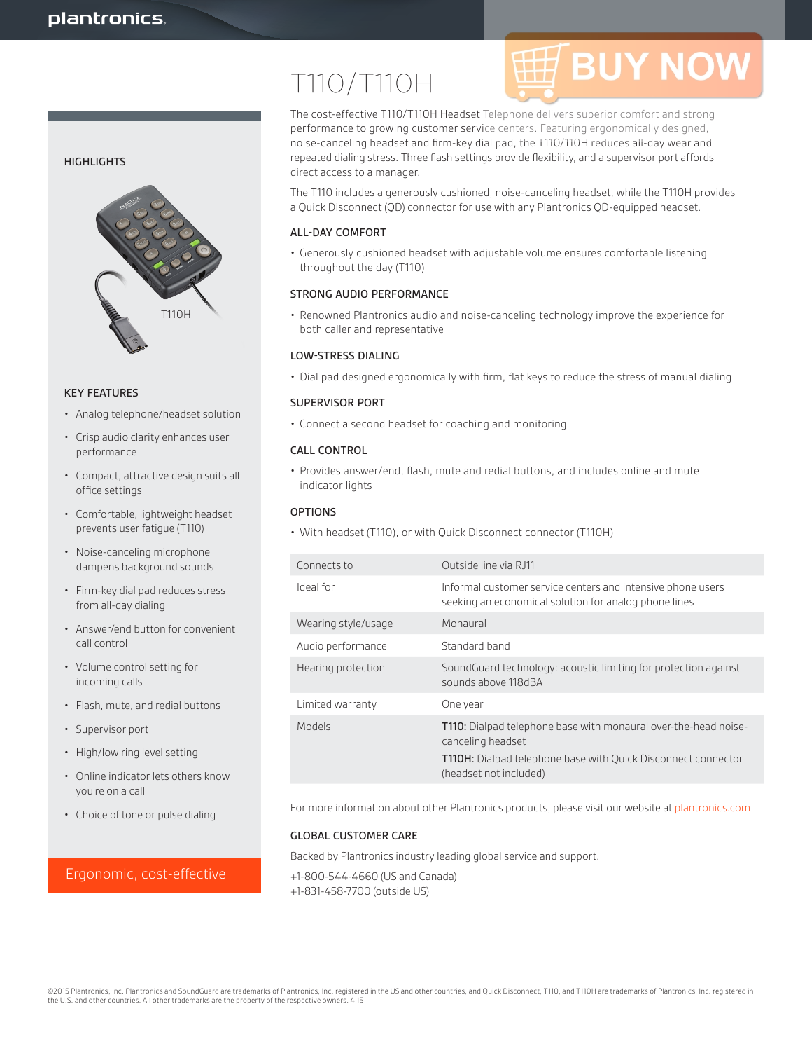# T110/T110H

The cost-effective T110/T110H Headset Telephone delivers superior comfort and strong performance to growing customer service centers. Featuring ergonomically designed, noise-canceling headset and firm-key dial pad, the T110/110H reduces all-day wear and repeated dialing stress. Three flash settings provide flexibility, and a supervisor port affords direct access to a manager.

The T110 includes a generously cushioned, noise-canceling headset, while the T110H provides a Quick Disconnect (QD) connector for use with any Plantronics QD-equipped headset.

## HIGHLIGHTS

T110H

## KEY FEATURES

- Analog telephone/headset solution
- Crisp audio clarity enhances user performance
- Compact, attractive design suits all office settings
- Comfortable, lightweight headset prevents user fatigue (T110)
- Noise-canceling microphone dampens background sounds
- Firm-key dial pad reduces stress from all-day dialing
- Answer/end button for convenient call control
- Volume control setting for incoming calls
- Flash, mute, and redial buttons
- Supervisor port
- High/low ring level setting
- Online indicator lets others know you're on a call
- Choice of tone or pulse dialing

Ergonomic, cost-effective

## ALL-DAY COMFORT

- Generously cushioned headset with adjustable volume ensures comfortable listening throughout the day (T110)

## STRONG AUDIO PERFORMANCE

- Renowned Plantronics audio and noise-canceling technology improve the experience for both caller and representative

## LOW-STRESS DIALING

- Dial pad designed ergonomically with firm, flat keys to reduce the stress of manual dialing

## SUPERVISOR PORT

- Connect a second headset for coaching and monitoring

## CALL CONTROL

- Provides answer/end, flash, mute and redial buttons, and includes online and mute indicator lights

## OPTIONS

- With headset (T110), or with Quick Disconnect connector (T110H)

| | |
|---|---|
| Connects to | Outside line via RJ11 |
| Ideal for | Informal customer service centers and intensive phone users seeking an economical solution for analog phone lines |
| Wearing style/usage | Monaural |
| Audio performance | Standard band |
| Hearing protection | SoundGuard technology: acoustic limiting for protection against sounds above 118dBA |
| Limited warranty | One year |
| Models | **T110:** Dialpad telephone base with monaural over-the-head noise-canceling headset<br>**T110H:** Dialpad telephone base with Quick Disconnect connector (headset not included) |

For more information about other Plantronics products, please visit our website at plantronics.com

## GLOBAL CUSTOMER CARE

Backed by Plantronics industry leading global service and support.

+1-800-544-4660 (US and Canada)
+1-831-458-7700 (outside US)

©2015 Plantronics, Inc. Plantronics and SoundGuard are trademarks of Plantronics, Inc. registered in the US and other countries, and Quick Disconnect, T110, and T110H are trademarks of Plantronics, Inc. registered in the U.S. and other countries. All other trademarks are the property of the respective owners. 4.15